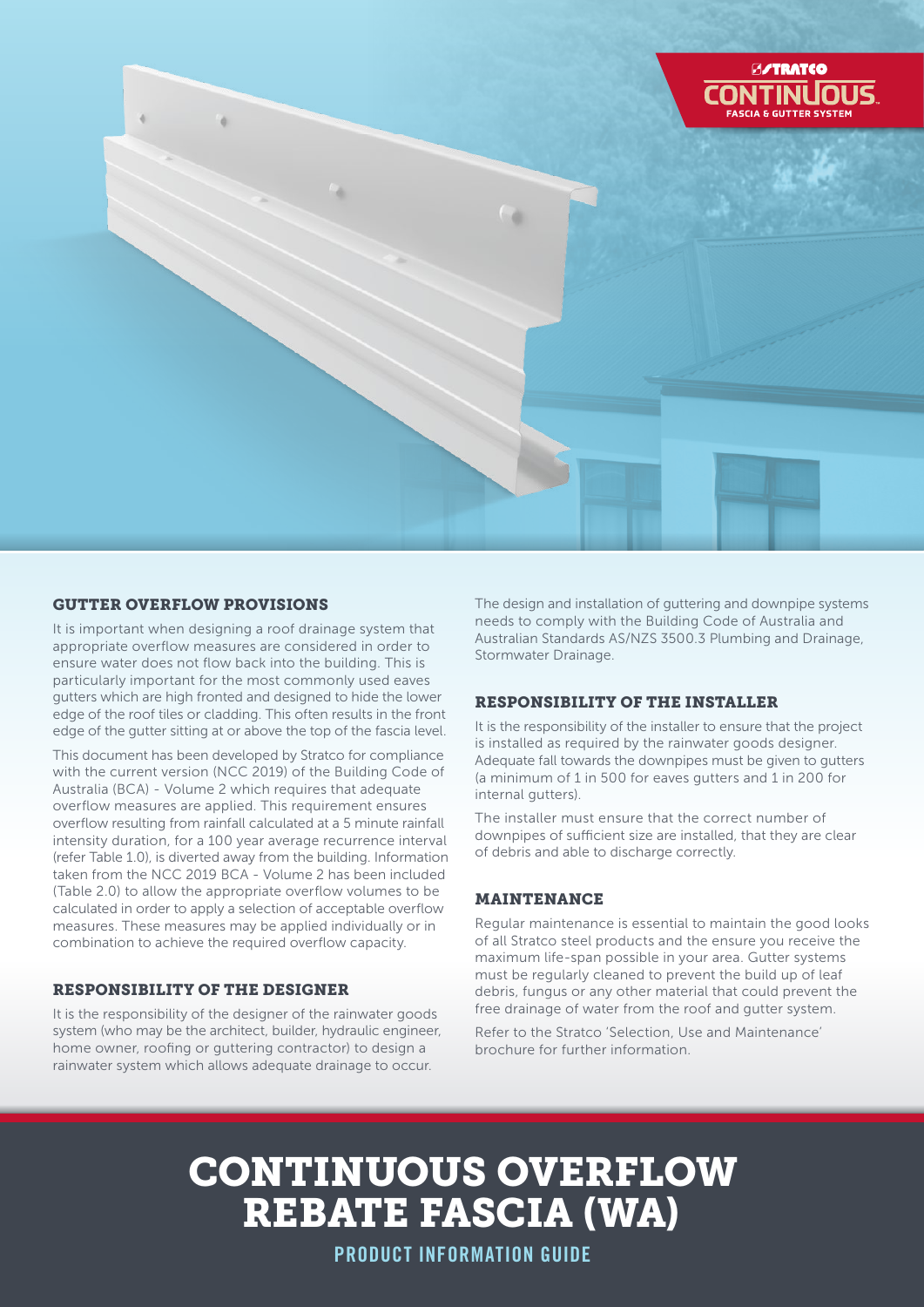STRATCO CONTINUOUS FASCIA & GUTTER SYSTEM

## GUTTER OVERFLOW PROVISIONS

It is important when designing a roof drainage system that appropriate overflow measures are considered in order to ensure water does not flow back into the building. This is particularly important for the most commonly used eaves gutters which are high fronted and designed to hide the lower edge of the roof tiles or cladding. This often results in the front edge of the gutter sitting at or above the top of the fascia level.

This document has been developed by Stratco for compliance with the current version (NCC 2019) of the Building Code of Australia (BCA) - Volume 2 which requires that adequate overflow measures are applied. This requirement ensures overflow resulting from rainfall calculated at a 5 minute rainfall intensity duration, for a 100 year average recurrence interval (refer Table 1.0), is diverted away from the building. Information taken from the NCC 2019 BCA - Volume 2 has been included (Table 2.0) to allow the appropriate overflow volumes to be calculated in order to apply a selection of acceptable overflow measures. These measures may be applied individually or in combination to achieve the required overflow capacity.

## RESPONSIBILITY OF THE DESIGNER

It is the responsibility of the designer of the rainwater goods system (who may be the architect, builder, hydraulic engineer, home owner, roofing or guttering contractor) to design a rainwater system which allows adequate drainage to occur.

The design and installation of guttering and downpipe systems needs to comply with the Building Code of Australia and Australian Standards AS/NZS 3500.3 Plumbing and Drainage, Stormwater Drainage.

## RESPONSIBILITY OF THE INSTALLER

It is the responsibility of the installer to ensure that the project is installed as required by the rainwater goods designer. Adequate fall towards the downpipes must be given to gutters (a minimum of 1 in 500 for eaves gutters and 1 in 200 for internal gutters).

The installer must ensure that the correct number of downpipes of sufficient size are installed, that they are clear of debris and able to discharge correctly.

## MAINTENANCE

Regular maintenance is essential to maintain the good looks of all Stratco steel products and the ensure you receive the maximum life-span possible in your area. Gutter systems must be regularly cleaned to prevent the build up of leaf debris, fungus or any other material that could prevent the free drainage of water from the roof and gutter system.

Refer to the Stratco 'Selection, Use and Maintenance' brochure for further information.

# CONTINUOUS OVERFLOW REBATE FASCIA (WA)

PRODUCT INFORMATION GUIDE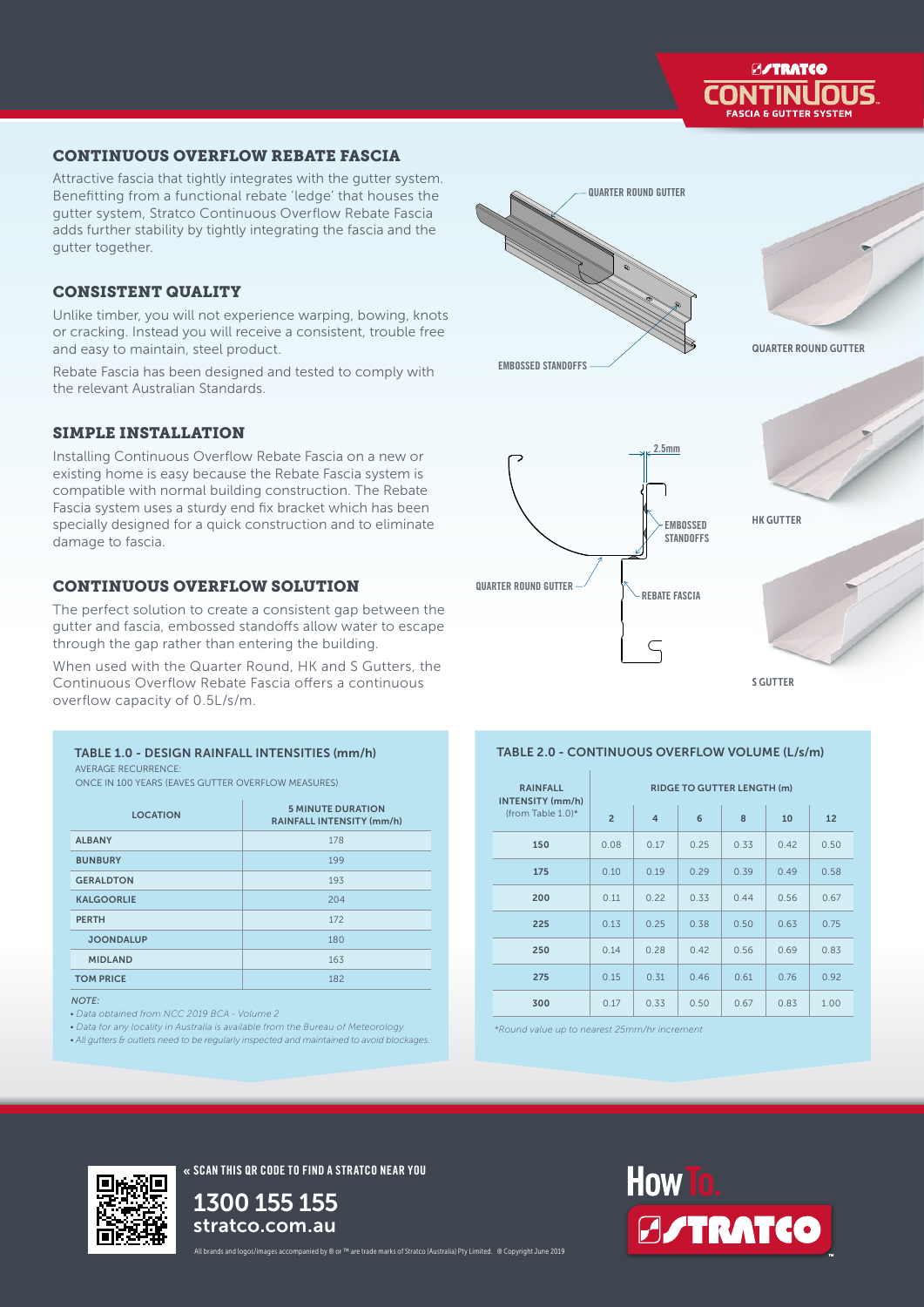## CONTINUOUS OVERFLOW REBATE FASCIA

Attractive fascia that tightly integrates with the gutter system. Benefitting from a functional rebate 'ledge' that houses the gutter system, Stratco Continuous Overflow Rebate Fascia adds further stability by tightly integrating the fascia and the gutter together.

## CONSISTENT QUALITY

Unlike timber, you will not experience warping, bowing, knots or cracking. Instead you will receive a consistent, trouble free and easy to maintain, steel product.

Rebate Fascia has been designed and tested to comply with the relevant Australian Standards.

## SIMPLE INSTALLATION

Installing Continuous Overflow Rebate Fascia on a new or existing home is easy because the Rebate Fascia system is compatible with normal building construction. The Rebate Fascia system uses a sturdy end fix bracket which has been specially designed for a quick construction and to eliminate damage to fascia.

## CONTINUOUS OVERFLOW SOLUTION

The perfect solution to create a consistent gap between the gutter and fascia, embossed standoffs allow water to escape through the gap rather than entering the building.

When used with the Quarter Round, HK and S Gutters, the Continuous Overflow Rebate Fascia offers a continuous overflow capacity of 0.5L/s/m.

QUARTER ROUND GUTTER

EMBOSSED STANDOFFS

2.5mm

EMBOSSED STANDOFFS

QUARTER ROUND GUTTER

REBATE FASCIA

QUARTER ROUND GUTTER

HK GUTTER

S GUTTER

### TABLE 1.0 - DESIGN RAINFALL INTENSITIES (mm/h)

AVERAGE RECURRENCE:
ONCE IN 100 YEARS (EAVES GUTTER OVERFLOW MEASURES)

| LOCATION | 5 MINUTE DURATION RAINFALL INTENSITY (mm/h) |
|---|---|
| ALBANY | 178 |
| BUNBURY | 199 |
| GERALDTON | 193 |
| KALGOORLIE | 204 |
| PERTH | 172 |
| JOONDALUP | 180 |
| MIDLAND | 163 |
| TOM PRICE | 182 |

*NOTE:*

- *Data obtained from NCC 2019 BCA - Volume 2*
- *Data for any locality in Australia is available from the Bureau of Meteorology.*
- *All gutters & outlets need to be regularly inspected and maintained to avoid blockages.*

### TABLE 2.0 - CONTINUOUS OVERFLOW VOLUME (L/s/m)

| RAINFALL INTENSITY (mm/h) (from Table 1.0)* | RIDGE TO GUTTER LENGTH (m) | | | | | |
|---|---|---|---|---|---|---|
| | 2 | 4 | 6 | 8 | 10 | 12 |
| 150 | 0.08 | 0.17 | 0.25 | 0.33 | 0.42 | 0.50 |
| 175 | 0.10 | 0.19 | 0.29 | 0.39 | 0.49 | 0.58 |
| 200 | 0.11 | 0.22 | 0.33 | 0.44 | 0.56 | 0.67 |
| 225 | 0.13 | 0.25 | 0.38 | 0.50 | 0.63 | 0.75 |
| 250 | 0.14 | 0.28 | 0.42 | 0.56 | 0.69 | 0.83 |
| 275 | 0.15 | 0.31 | 0.46 | 0.61 | 0.76 | 0.92 |
| 300 | 0.17 | 0.33 | 0.50 | 0.67 | 0.83 | 1.00 |

*\*Round value up to nearest 25mm/hr increment*

« SCAN THIS QR CODE TO FIND A STRATCO NEAR YOU

1300 155 155
stratco.com.au

All brands and logos/images accompanied by ® or ™ are trade marks of Stratco (Australia) Pty Limited. © Copyright June 2019